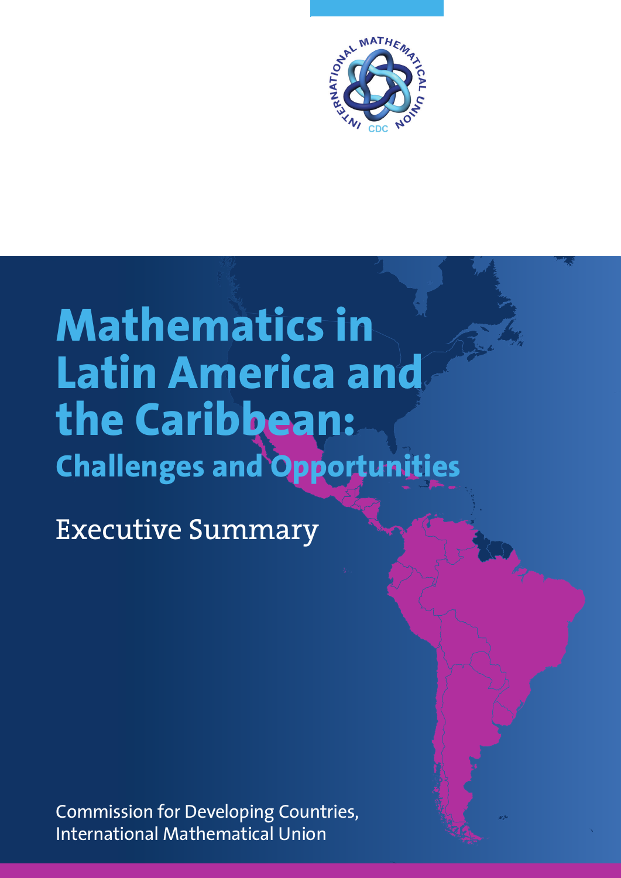# Mathematics in Latin America and the Caribbean:

## Challenges and Opportunities

Executive Summary

Commission for Developing Countries,
International Mathematical Union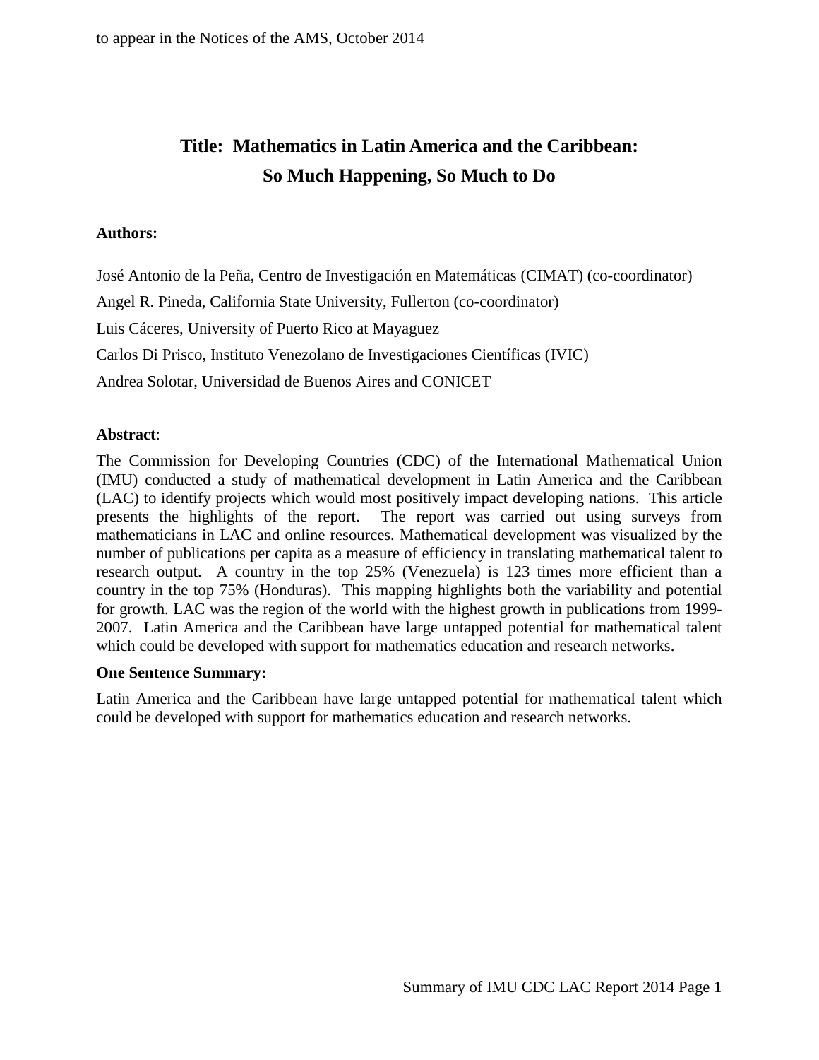to appear in the Notices of the AMS, October 2014

# Title: Mathematics in Latin America and the Caribbean: So Much Happening, So Much to Do

**Authors:**

José Antonio de la Peña, Centro de Investigación en Matemáticas (CIMAT) (co-coordinator)

Angel R. Pineda, California State University, Fullerton (co-coordinator)

Luis Cáceres, University of Puerto Rico at Mayaguez

Carlos Di Prisco, Instituto Venezolano de Investigaciones Científicas (IVIC)

Andrea Solotar, Universidad de Buenos Aires and CONICET

**Abstract**:

The Commission for Developing Countries (CDC) of the International Mathematical Union (IMU) conducted a study of mathematical development in Latin America and the Caribbean (LAC) to identify projects which would most positively impact developing nations. This article presents the highlights of the report. The report was carried out using surveys from mathematicians in LAC and online resources. Mathematical development was visualized by the number of publications per capita as a measure of efficiency in translating mathematical talent to research output. A country in the top 25% (Venezuela) is 123 times more efficient than a country in the top 75% (Honduras). This mapping highlights both the variability and potential for growth. LAC was the region of the world with the highest growth in publications from 1999-2007. Latin America and the Caribbean have large untapped potential for mathematical talent which could be developed with support for mathematics education and research networks.

**One Sentence Summary:**

Latin America and the Caribbean have large untapped potential for mathematical talent which could be developed with support for mathematics education and research networks.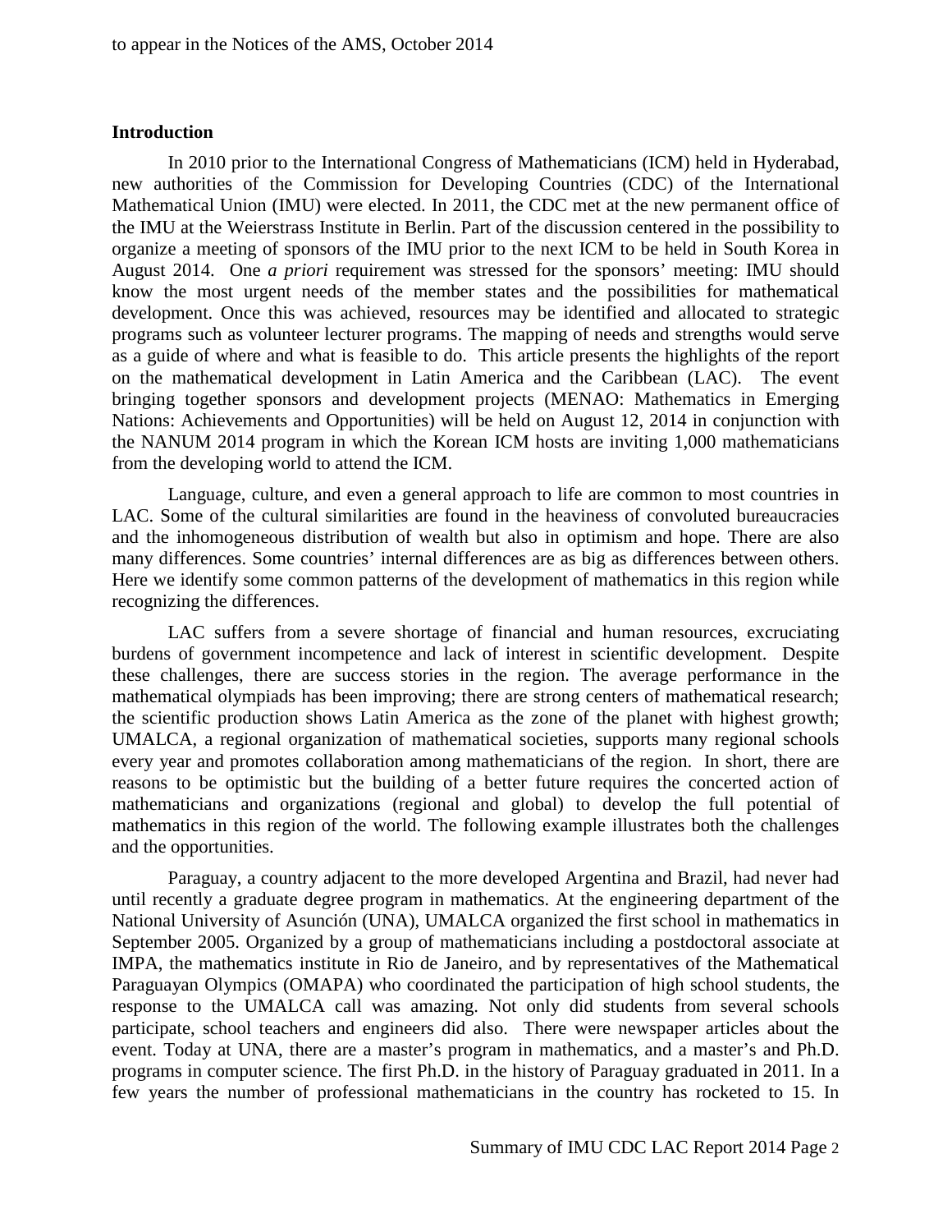## Introduction

In 2010 prior to the International Congress of Mathematicians (ICM) held in Hyderabad, new authorities of the Commission for Developing Countries (CDC) of the International Mathematical Union (IMU) were elected. In 2011, the CDC met at the new permanent office of the IMU at the Weierstrass Institute in Berlin. Part of the discussion centered in the possibility to organize a meeting of sponsors of the IMU prior to the next ICM to be held in South Korea in August 2014. One *a priori* requirement was stressed for the sponsors' meeting: IMU should know the most urgent needs of the member states and the possibilities for mathematical development. Once this was achieved, resources may be identified and allocated to strategic programs such as volunteer lecturer programs. The mapping of needs and strengths would serve as a guide of where and what is feasible to do. This article presents the highlights of the report on the mathematical development in Latin America and the Caribbean (LAC). The event bringing together sponsors and development projects (MENAO: Mathematics in Emerging Nations: Achievements and Opportunities) will be held on August 12, 2014 in conjunction with the NANUM 2014 program in which the Korean ICM hosts are inviting 1,000 mathematicians from the developing world to attend the ICM.

Language, culture, and even a general approach to life are common to most countries in LAC. Some of the cultural similarities are found in the heaviness of convoluted bureaucracies and the inhomogeneous distribution of wealth but also in optimism and hope. There are also many differences. Some countries' internal differences are as big as differences between others. Here we identify some common patterns of the development of mathematics in this region while recognizing the differences.

LAC suffers from a severe shortage of financial and human resources, excruciating burdens of government incompetence and lack of interest in scientific development. Despite these challenges, there are success stories in the region. The average performance in the mathematical olympiads has been improving; there are strong centers of mathematical research; the scientific production shows Latin America as the zone of the planet with highest growth; UMALCA, a regional organization of mathematical societies, supports many regional schools every year and promotes collaboration among mathematicians of the region. In short, there are reasons to be optimistic but the building of a better future requires the concerted action of mathematicians and organizations (regional and global) to develop the full potential of mathematics in this region of the world. The following example illustrates both the challenges and the opportunities.

Paraguay, a country adjacent to the more developed Argentina and Brazil, had never had until recently a graduate degree program in mathematics. At the engineering department of the National University of Asunción (UNA), UMALCA organized the first school in mathematics in September 2005. Organized by a group of mathematicians including a postdoctoral associate at IMPA, the mathematics institute in Rio de Janeiro, and by representatives of the Mathematical Paraguayan Olympics (OMAPA) who coordinated the participation of high school students, the response to the UMALCA call was amazing. Not only did students from several schools participate, school teachers and engineers did also. There were newspaper articles about the event. Today at UNA, there are a master's program in mathematics, and a master's and Ph.D. programs in computer science. The first Ph.D. in the history of Paraguay graduated in 2011. In a few years the number of professional mathematicians in the country has rocketed to 15. In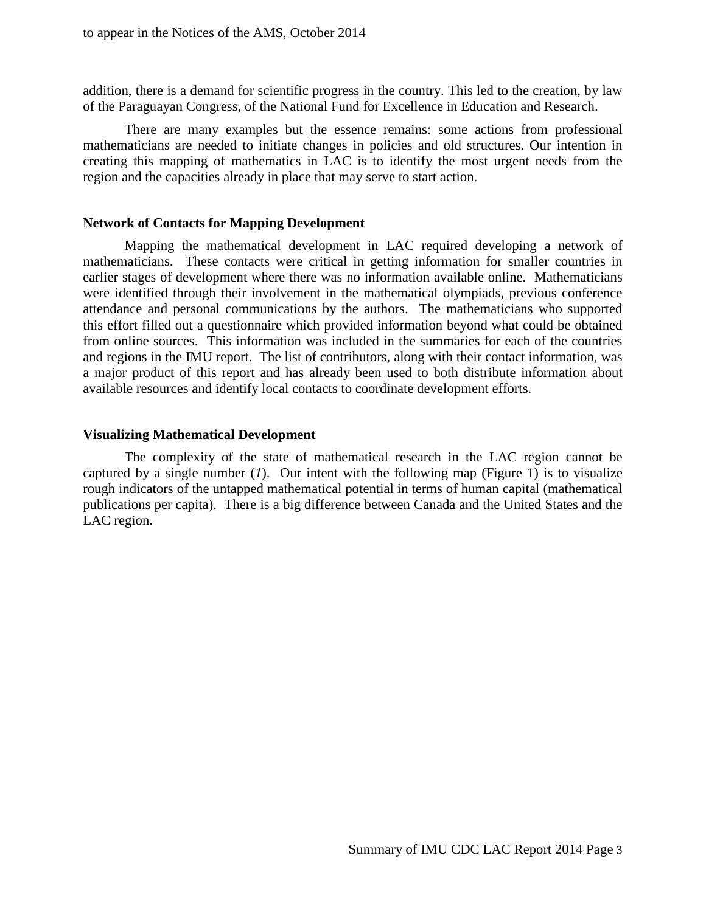addition, there is a demand for scientific progress in the country. This led to the creation, by law of the Paraguayan Congress, of the National Fund for Excellence in Education and Research.

There are many examples but the essence remains: some actions from professional mathematicians are needed to initiate changes in policies and old structures. Our intention in creating this mapping of mathematics in LAC is to identify the most urgent needs from the region and the capacities already in place that may serve to start action.

### Network of Contacts for Mapping Development

Mapping the mathematical development in LAC required developing a network of mathematicians. These contacts were critical in getting information for smaller countries in earlier stages of development where there was no information available online. Mathematicians were identified through their involvement in the mathematical olympiads, previous conference attendance and personal communications by the authors. The mathematicians who supported this effort filled out a questionnaire which provided information beyond what could be obtained from online sources. This information was included in the summaries for each of the countries and regions in the IMU report. The list of contributors, along with their contact information, was a major product of this report and has already been used to both distribute information about available resources and identify local contacts to coordinate development efforts.

### Visualizing Mathematical Development

The complexity of the state of mathematical research in the LAC region cannot be captured by a single number (*1*). Our intent with the following map (Figure 1) is to visualize rough indicators of the untapped mathematical potential in terms of human capital (mathematical publications per capita). There is a big difference between Canada and the United States and the LAC region.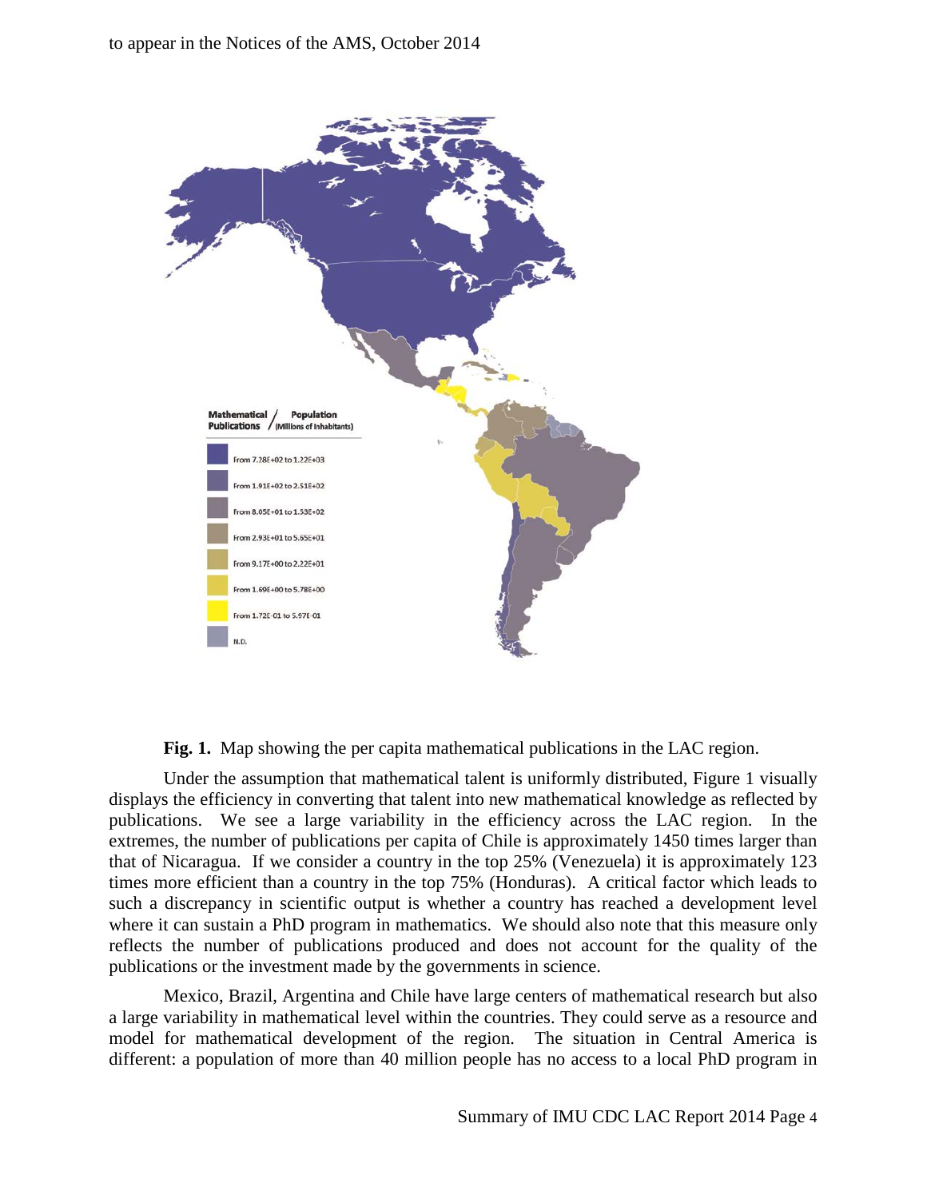**Fig. 1.** Map showing the per capita mathematical publications in the LAC region.

Under the assumption that mathematical talent is uniformly distributed, Figure 1 visually displays the efficiency in converting that talent into new mathematical knowledge as reflected by publications. We see a large variability in the efficiency across the LAC region. In the extremes, the number of publications per capita of Chile is approximately 1450 times larger than that of Nicaragua. If we consider a country in the top 25% (Venezuela) it is approximately 123 times more efficient than a country in the top 75% (Honduras). A critical factor which leads to such a discrepancy in scientific output is whether a country has reached a development level where it can sustain a PhD program in mathematics. We should also note that this measure only reflects the number of publications produced and does not account for the quality of the publications or the investment made by the governments in science.

Mexico, Brazil, Argentina and Chile have large centers of mathematical research but also a large variability in mathematical level within the countries. They could serve as a resource and model for mathematical development of the region. The situation in Central America is different: a population of more than 40 million people has no access to a local PhD program in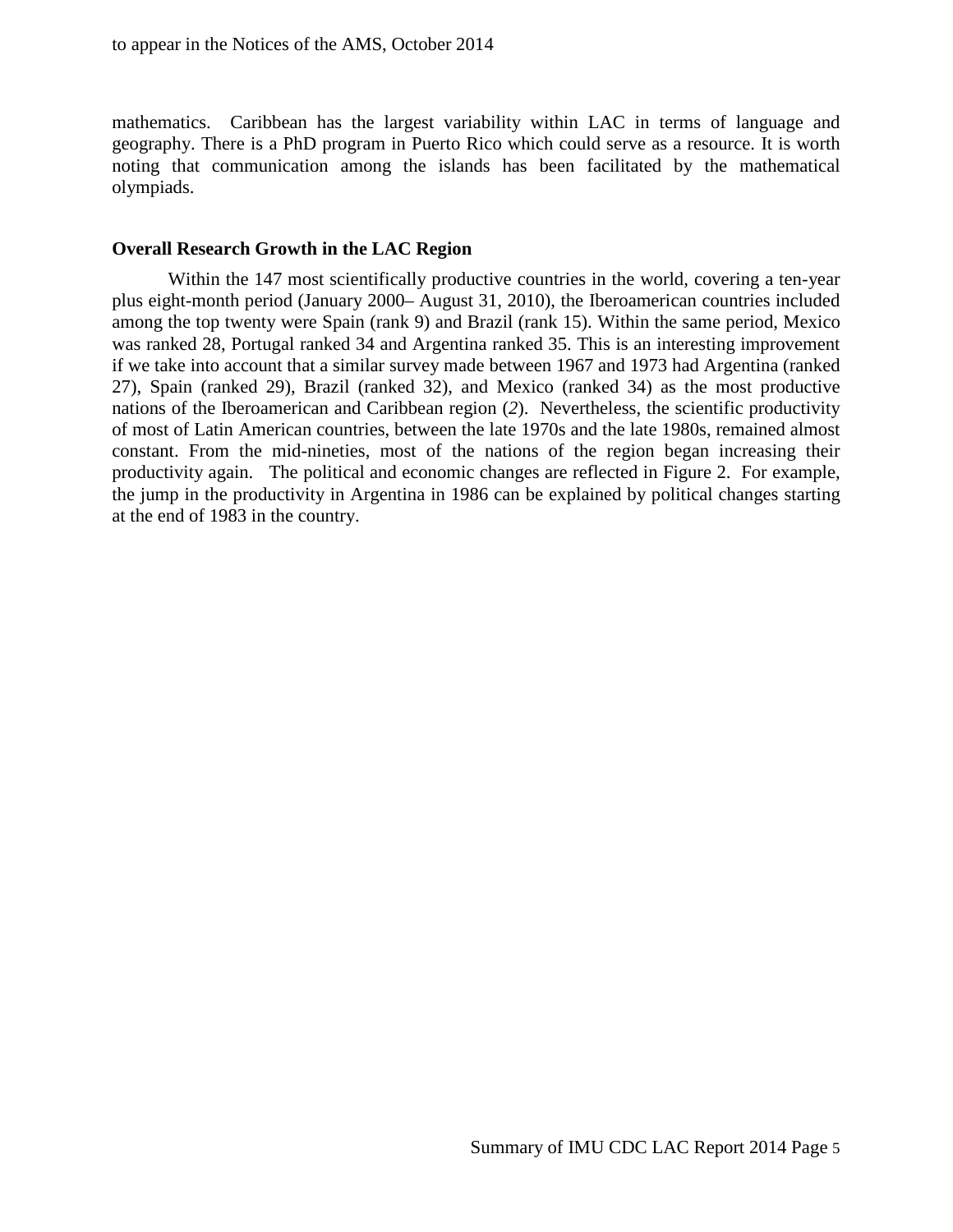mathematics. Caribbean has the largest variability within LAC in terms of language and geography. There is a PhD program in Puerto Rico which could serve as a resource. It is worth noting that communication among the islands has been facilitated by the mathematical olympiads.

### Overall Research Growth in the LAC Region

Within the 147 most scientifically productive countries in the world, covering a ten-year plus eight-month period (January 2000– August 31, 2010), the Iberoamerican countries included among the top twenty were Spain (rank 9) and Brazil (rank 15). Within the same period, Mexico was ranked 28, Portugal ranked 34 and Argentina ranked 35. This is an interesting improvement if we take into account that a similar survey made between 1967 and 1973 had Argentina (ranked 27), Spain (ranked 29), Brazil (ranked 32), and Mexico (ranked 34) as the most productive nations of the Iberoamerican and Caribbean region (*2*). Nevertheless, the scientific productivity of most of Latin American countries, between the late 1970s and the late 1980s, remained almost constant. From the mid-nineties, most of the nations of the region began increasing their productivity again. The political and economic changes are reflected in Figure 2. For example, the jump in the productivity in Argentina in 1986 can be explained by political changes starting at the end of 1983 in the country.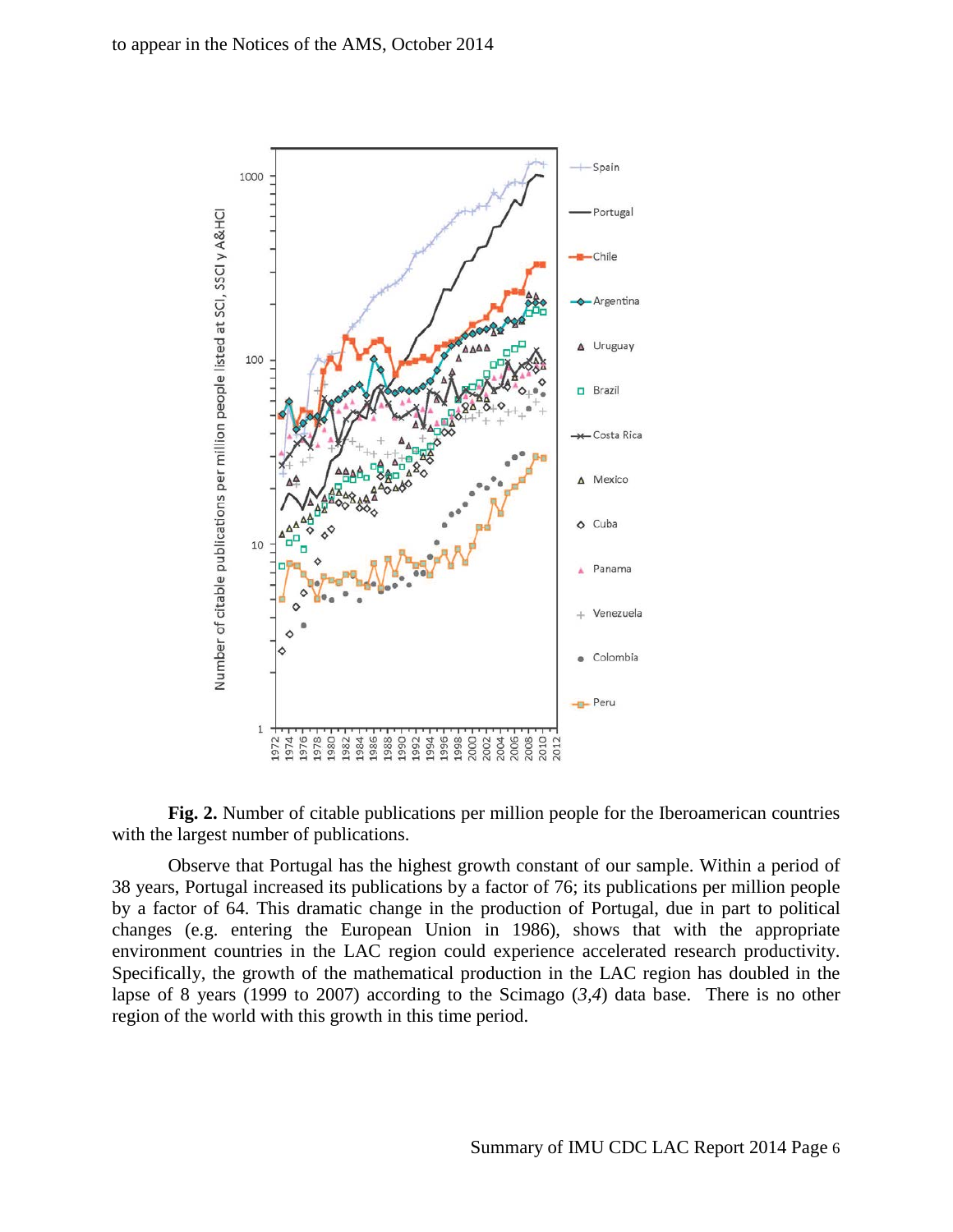**Fig. 2.** Number of citable publications per million people for the Iberoamerican countries with the largest number of publications.

Observe that Portugal has the highest growth constant of our sample. Within a period of 38 years, Portugal increased its publications by a factor of 76; its publications per million people by a factor of 64. This dramatic change in the production of Portugal, due in part to political changes (e.g. entering the European Union in 1986), shows that with the appropriate environment countries in the LAC region could experience accelerated research productivity. Specifically, the growth of the mathematical production in the LAC region has doubled in the lapse of 8 years (1999 to 2007) according to the Scimago (*3,4*) data base. There is no other region of the world with this growth in this time period.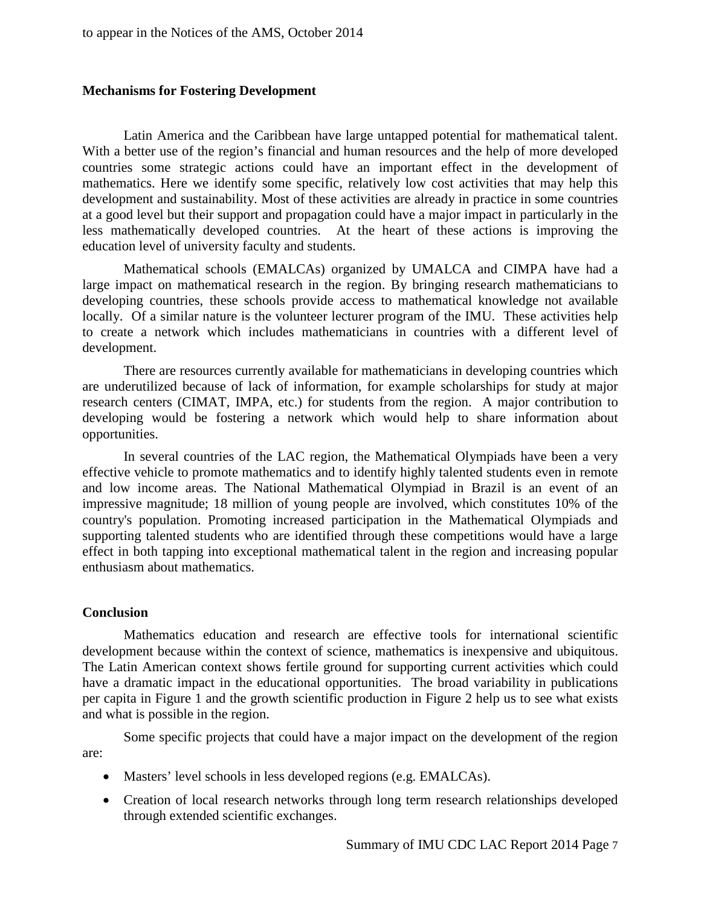### Mechanisms for Fostering Development

Latin America and the Caribbean have large untapped potential for mathematical talent. With a better use of the region's financial and human resources and the help of more developed countries some strategic actions could have an important effect in the development of mathematics. Here we identify some specific, relatively low cost activities that may help this development and sustainability. Most of these activities are already in practice in some countries at a good level but their support and propagation could have a major impact in particularly in the less mathematically developed countries. At the heart of these actions is improving the education level of university faculty and students.

Mathematical schools (EMALCAs) organized by UMALCA and CIMPA have had a large impact on mathematical research in the region. By bringing research mathematicians to developing countries, these schools provide access to mathematical knowledge not available locally. Of a similar nature is the volunteer lecturer program of the IMU. These activities help to create a network which includes mathematicians in countries with a different level of development.

There are resources currently available for mathematicians in developing countries which are underutilized because of lack of information, for example scholarships for study at major research centers (CIMAT, IMPA, etc.) for students from the region. A major contribution to developing would be fostering a network which would help to share information about opportunities.

In several countries of the LAC region, the Mathematical Olympiads have been a very effective vehicle to promote mathematics and to identify highly talented students even in remote and low income areas. The National Mathematical Olympiad in Brazil is an event of an impressive magnitude; 18 million of young people are involved, which constitutes 10% of the country's population. Promoting increased participation in the Mathematical Olympiads and supporting talented students who are identified through these competitions would have a large effect in both tapping into exceptional mathematical talent in the region and increasing popular enthusiasm about mathematics.

### Conclusion

Mathematics education and research are effective tools for international scientific development because within the context of science, mathematics is inexpensive and ubiquitous. The Latin American context shows fertile ground for supporting current activities which could have a dramatic impact in the educational opportunities. The broad variability in publications per capita in Figure 1 and the growth scientific production in Figure 2 help us to see what exists and what is possible in the region.

Some specific projects that could have a major impact on the development of the region are:

- Masters' level schools in less developed regions (e.g. EMALCAs).
- Creation of local research networks through long term research relationships developed through extended scientific exchanges.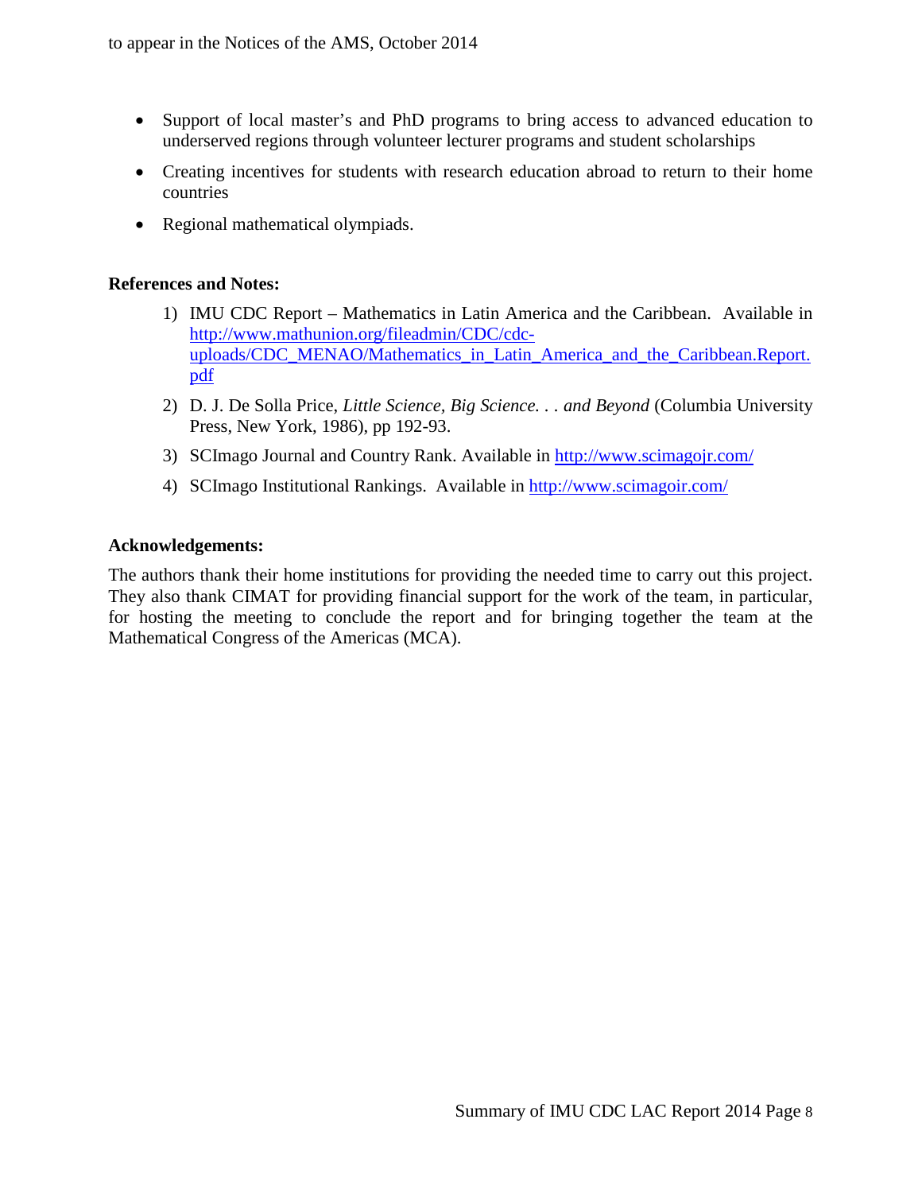- Support of local master's and PhD programs to bring access to advanced education to underserved regions through volunteer lecturer programs and student scholarships
- Creating incentives for students with research education abroad to return to their home countries
- Regional mathematical olympiads.

**References and Notes:**

1) IMU CDC Report – Mathematics in Latin America and the Caribbean. Available in http://www.mathunion.org/fileadmin/CDC/cdc-uploads/CDC_MENAO/Mathematics_in_Latin_America_and_the_Caribbean.Report.pdf
2) D. J. De Solla Price, *Little Science, Big Science. . . and Beyond* (Columbia University Press, New York, 1986), pp 192-93.
3) SCImago Journal and Country Rank. Available in http://www.scimagojr.com/
4) SCImago Institutional Rankings. Available in http://www.scimagoir.com/

**Acknowledgements:**

The authors thank their home institutions for providing the needed time to carry out this project. They also thank CIMAT for providing financial support for the work of the team, in particular, for hosting the meeting to conclude the report and for bringing together the team at the Mathematical Congress of the Americas (MCA).